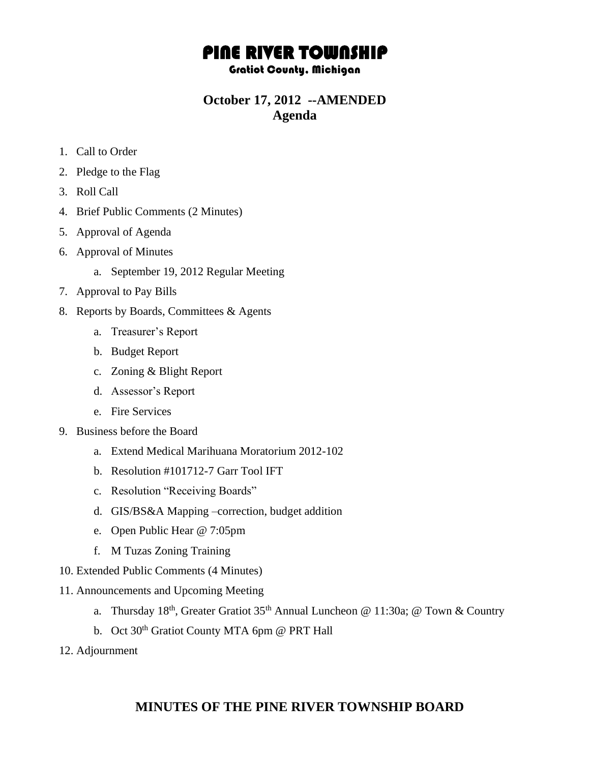# PINE RIVER TOWNSHIP

### Gratiot County, Michigan

## October 17, 2012 --AMENDED
## Agenda

1. Call to Order
2. Pledge to the Flag
3. Roll Call
4. Brief Public Comments (2 Minutes)
5. Approval of Agenda
6. Approval of Minutes
   a. September 19, 2012 Regular Meeting
7. Approval to Pay Bills
8. Reports by Boards, Committees & Agents
   a. Treasurer's Report
   b. Budget Report
   c. Zoning & Blight Report
   d. Assessor's Report
   e. Fire Services
9. Business before the Board
   a. Extend Medical Marihuana Moratorium 2012-102
   b. Resolution #101712-7 Garr Tool IFT
   c. Resolution "Receiving Boards"
   d. GIS/BS&A Mapping –correction, budget addition
   e. Open Public Hear @ 7:05pm
   f. M Tuzas Zoning Training
10. Extended Public Comments (4 Minutes)
11. Announcements and Upcoming Meeting
    a. Thursday 18th, Greater Gratiot 35th Annual Luncheon @ 11:30a; @ Town & Country
    b. Oct 30th Gratiot County MTA 6pm @ PRT Hall
12. Adjournment

## MINUTES OF THE PINE RIVER TOWNSHIP BOARD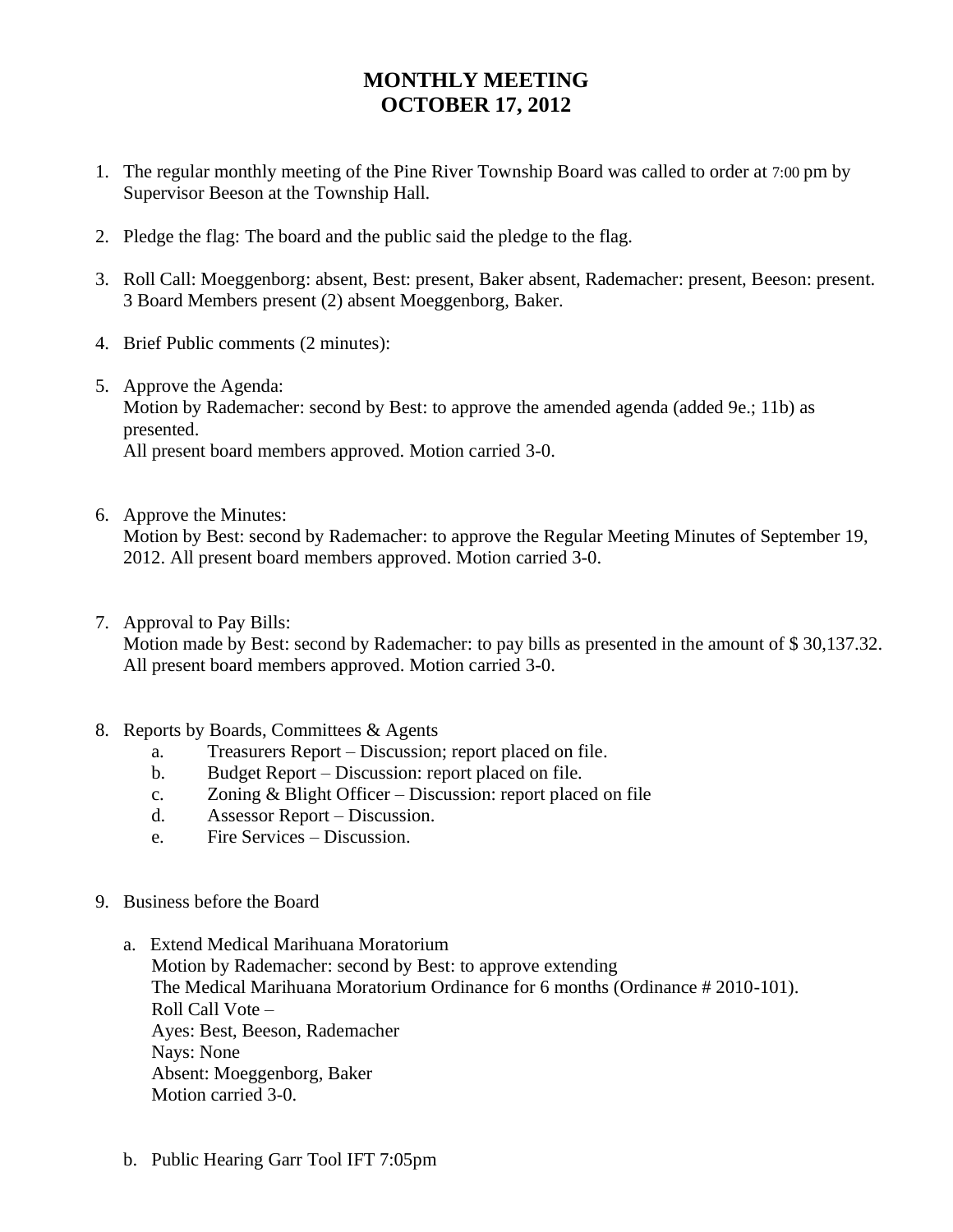# MONTHLY MEETING
# OCTOBER 17, 2012

1. The regular monthly meeting of the Pine River Township Board was called to order at 7:00 pm by Supervisor Beeson at the Township Hall.

2. Pledge the flag: The board and the public said the pledge to the flag.

3. Roll Call: Moeggenborg: absent, Best: present, Baker absent, Rademacher: present, Beeson: present. 3 Board Members present (2) absent Moeggenborg, Baker.

4. Brief Public comments (2 minutes):

5. Approve the Agenda:
   Motion by Rademacher: second by Best: to approve the amended agenda (added 9e.; 11b) as presented.
   All present board members approved. Motion carried 3-0.

6. Approve the Minutes:
   Motion by Best: second by Rademacher: to approve the Regular Meeting Minutes of September 19, 2012. All present board members approved. Motion carried 3-0.

7. Approval to Pay Bills:
   Motion made by Best: second by Rademacher: to pay bills as presented in the amount of $ 30,137.32. All present board members approved. Motion carried 3-0.

8. Reports by Boards, Committees & Agents
   a. Treasurers Report – Discussion; report placed on file.
   b. Budget Report – Discussion: report placed on file.
   c. Zoning & Blight Officer – Discussion: report placed on file
   d. Assessor Report – Discussion.
   e. Fire Services – Discussion.

9. Business before the Board

   a. Extend Medical Marihuana Moratorium
      Motion by Rademacher: second by Best: to approve extending
      The Medical Marihuana Moratorium Ordinance for 6 months (Ordinance # 2010-101).
      Roll Call Vote –
      Ayes: Best, Beeson, Rademacher
      Nays: None
      Absent: Moeggenborg, Baker
      Motion carried 3-0.

   b. Public Hearing Garr Tool IFT 7:05pm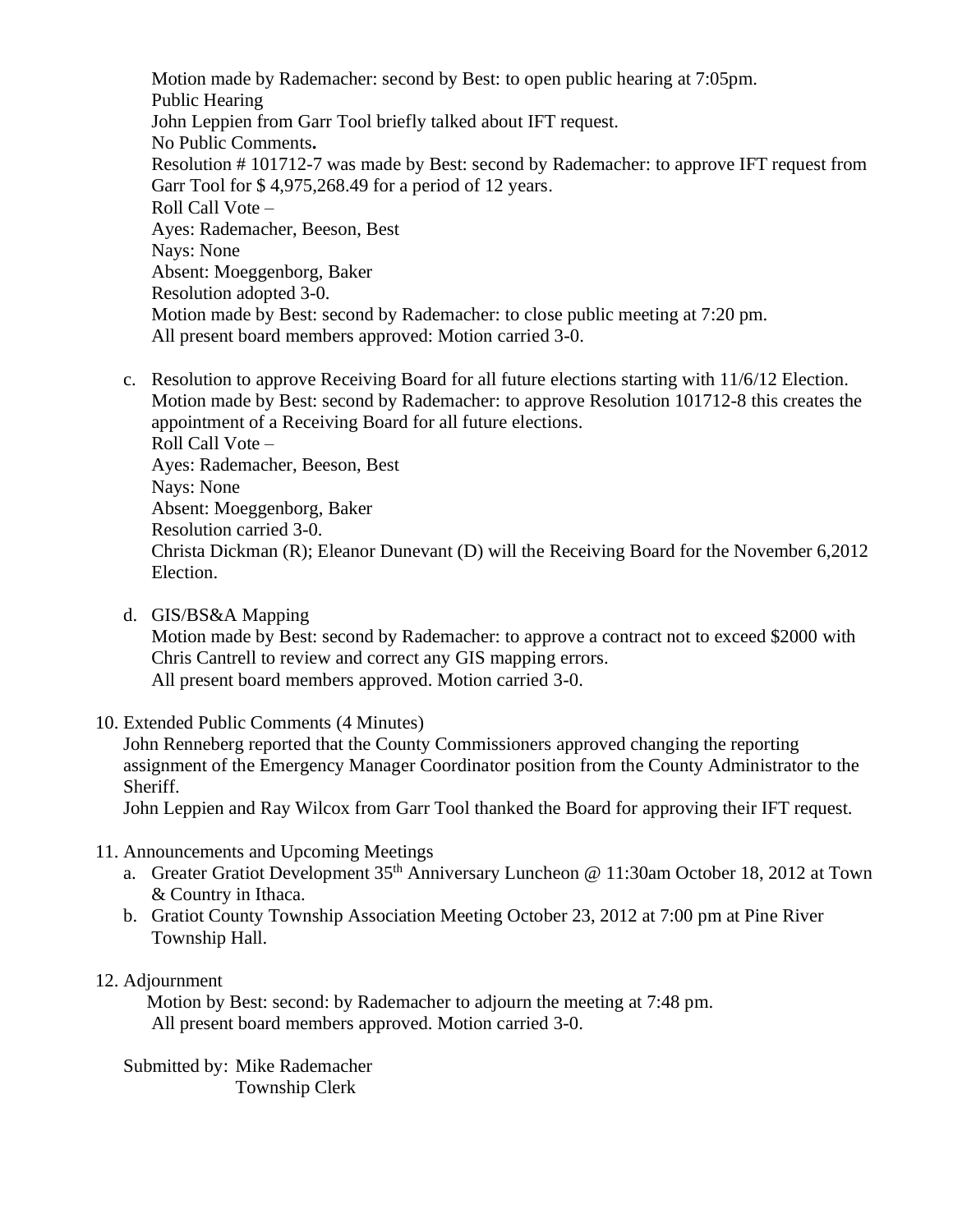Motion made by Rademacher: second by Best: to open public hearing at 7:05pm.
Public Hearing
John Leppien from Garr Tool briefly talked about IFT request.
No Public Comments**.**
Resolution # 101712-7 was made by Best: second by Rademacher: to approve IFT request from Garr Tool for $ 4,975,268.49 for a period of 12 years.
Roll Call Vote –
Ayes: Rademacher, Beeson, Best
Nays: None
Absent: Moeggenborg, Baker
Resolution adopted 3-0.
Motion made by Best: second by Rademacher: to close public meeting at 7:20 pm.
All present board members approved: Motion carried 3-0.

c. Resolution to approve Receiving Board for all future elections starting with 11/6/12 Election.
   Motion made by Best: second by Rademacher: to approve Resolution 101712-8 this creates the appointment of a Receiving Board for all future elections.
   Roll Call Vote –
   Ayes: Rademacher, Beeson, Best
   Nays: None
   Absent: Moeggenborg, Baker
   Resolution carried 3-0.
   Christa Dickman (R); Eleanor Dunevant (D) will the Receiving Board for the November 6,2012 Election.

d. GIS/BS&A Mapping
   Motion made by Best: second by Rademacher: to approve a contract not to exceed $2000 with Chris Cantrell to review and correct any GIS mapping errors.
   All present board members approved. Motion carried 3-0.

10. Extended Public Comments (4 Minutes)
    John Renneberg reported that the County Commissioners approved changing the reporting assignment of the Emergency Manager Coordinator position from the County Administrator to the Sheriff.
    John Leppien and Ray Wilcox from Garr Tool thanked the Board for approving their IFT request.

11. Announcements and Upcoming Meetings
    a. Greater Gratiot Development 35th Anniversary Luncheon @ 11:30am October 18, 2012 at Town & Country in Ithaca.
    b. Gratiot County Township Association Meeting October 23, 2012 at 7:00 pm at Pine River Township Hall.

12. Adjournment
    Motion by Best: second: by Rademacher to adjourn the meeting at 7:48 pm.
    All present board members approved. Motion carried 3-0.

Submitted by: Mike Rademacher
Township Clerk